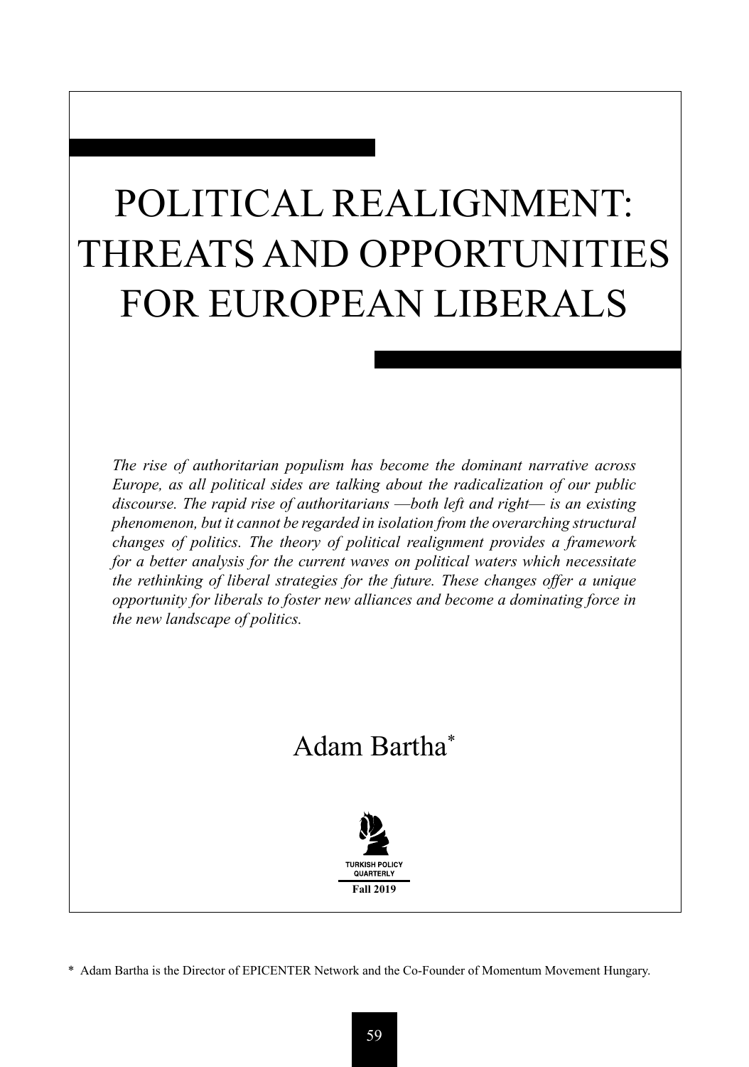# POLITICAL REALIGNMENT: THREATS AND OPPORTUNITIES FOR EUROPEAN LIBERALS

*The rise of authoritarian populism has become the dominant narrative across Europe, as all political sides are talking about the radicalization of our public discourse. The rapid rise of authoritarians —both left and right— is an existing phenomenon, but it cannot be regarded in isolation from the overarching structural changes of politics. The theory of political realignment provides a framework for a better analysis for the current waves on political waters which necessitate the rethinking of liberal strategies for the future. These changes offer a unique opportunity for liberals to foster new alliances and become a dominating force in the new landscape of politics.*

Adam Bartha*

TURKISH POLICY QUARTERLY

Fall 2019

\* Adam Bartha is the Director of EPICENTER Network and the Co-Founder of Momentum Movement Hungary.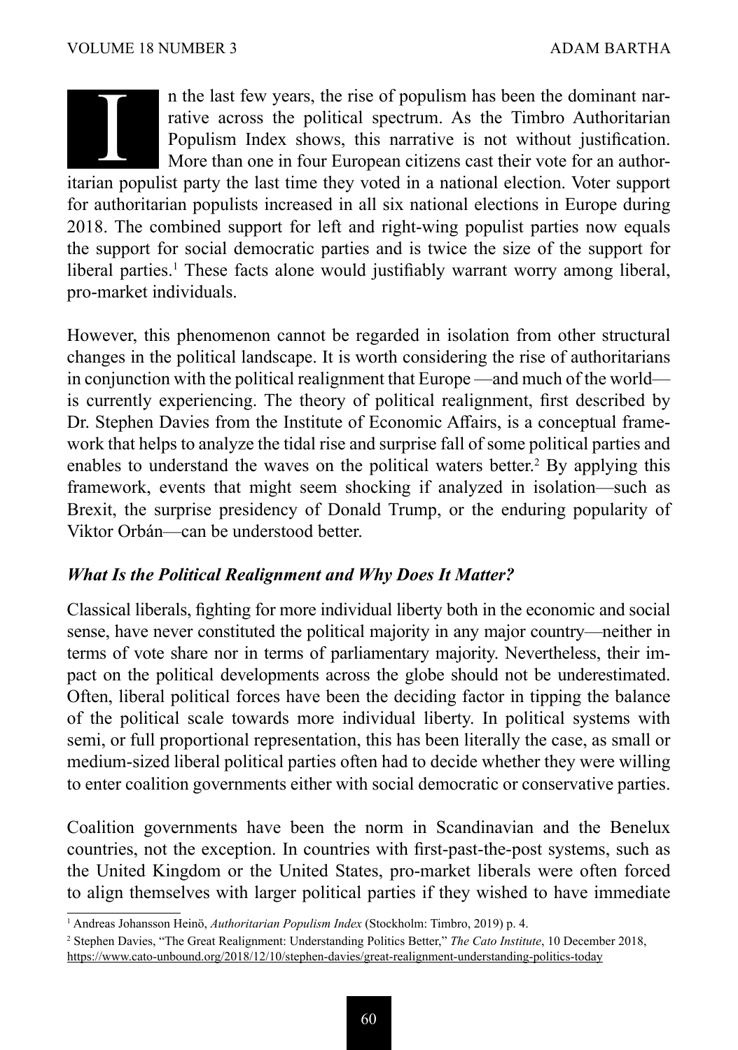In the last few years, the rise of populism has been the dominant narrative across the political spectrum. As the Timbro Authoritarian Populism Index shows, this narrative is not without justification. More than one in four European citizens cast their vote for an authoritarian populist party the last time they voted in a national election. Voter support for authoritarian populists increased in all six national elections in Europe during 2018. The combined support for left and right-wing populist parties now equals the support for social democratic parties and is twice the size of the support for liberal parties.[1] These facts alone would justifiably warrant worry among liberal, pro-market individuals.

However, this phenomenon cannot be regarded in isolation from other structural changes in the political landscape. It is worth considering the rise of authoritarians in conjunction with the political realignment that Europe —and much of the world— is currently experiencing. The theory of political realignment, first described by Dr. Stephen Davies from the Institute of Economic Affairs, is a conceptual framework that helps to analyze the tidal rise and surprise fall of some political parties and enables to understand the waves on the political waters better.[2] By applying this framework, events that might seem shocking if analyzed in isolation—such as Brexit, the surprise presidency of Donald Trump, or the enduring popularity of Viktor Orbán—can be understood better.

### *What Is the Political Realignment and Why Does It Matter?*

Classical liberals, fighting for more individual liberty both in the economic and social sense, have never constituted the political majority in any major country—neither in terms of vote share nor in terms of parliamentary majority. Nevertheless, their impact on the political developments across the globe should not be underestimated. Often, liberal political forces have been the deciding factor in tipping the balance of the political scale towards more individual liberty. In political systems with semi, or full proportional representation, this has been literally the case, as small or medium-sized liberal political parties often had to decide whether they were willing to enter coalition governments either with social democratic or conservative parties.

Coalition governments have been the norm in Scandinavian and the Benelux countries, not the exception. In countries with first-past-the-post systems, such as the United Kingdom or the United States, pro-market liberals were often forced to align themselves with larger political parties if they wished to have immediate

---

[1] Andreas Johansson Heinö, *Authoritarian Populism Index* (Stockholm: Timbro, 2019) p. 4.

[2] Stephen Davies, "The Great Realignment: Understanding Politics Better," *The Cato Institute*, 10 December 2018, https://www.cato-unbound.org/2018/12/10/stephen-davies/great-realignment-understanding-politics-today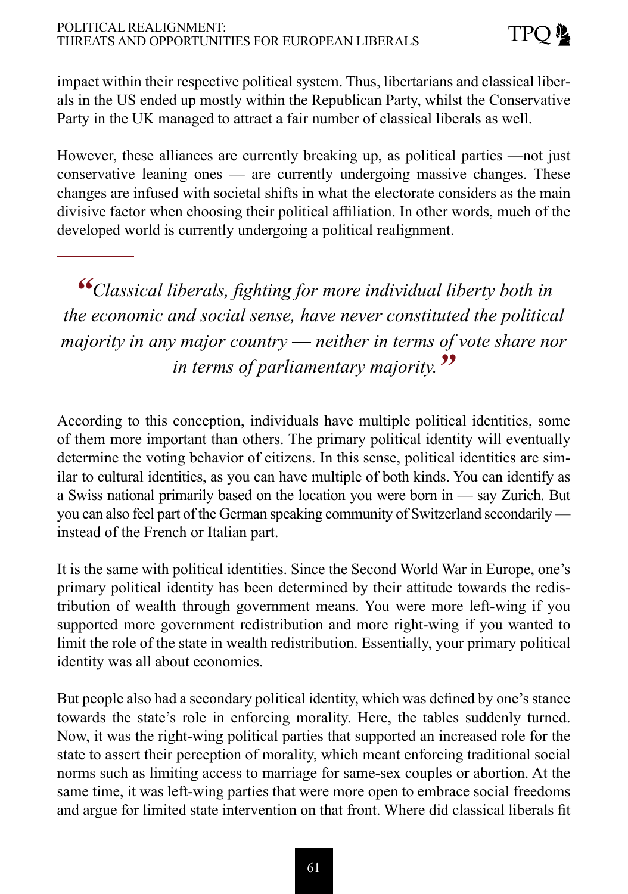impact within their respective political system. Thus, libertarians and classical liberals in the US ended up mostly within the Republican Party, whilst the Conservative Party in the UK managed to attract a fair number of classical liberals as well.

However, these alliances are currently breaking up, as political parties —not just conservative leaning ones — are currently undergoing massive changes. These changes are infused with societal shifts in what the electorate considers as the main divisive factor when choosing their political affiliation. In other words, much of the developed world is currently undergoing a political realignment.

> *"Classical liberals, fighting for more individual liberty both in the economic and social sense, have never constituted the political majority in any major country — neither in terms of vote share nor in terms of parliamentary majority."*

According to this conception, individuals have multiple political identities, some of them more important than others. The primary political identity will eventually determine the voting behavior of citizens. In this sense, political identities are similar to cultural identities, as you can have multiple of both kinds. You can identify as a Swiss national primarily based on the location you were born in — say Zurich. But you can also feel part of the German speaking community of Switzerland secondarily — instead of the French or Italian part.

It is the same with political identities. Since the Second World War in Europe, one's primary political identity has been determined by their attitude towards the redistribution of wealth through government means. You were more left-wing if you supported more government redistribution and more right-wing if you wanted to limit the role of the state in wealth redistribution. Essentially, your primary political identity was all about economics.

But people also had a secondary political identity, which was defined by one's stance towards the state's role in enforcing morality. Here, the tables suddenly turned. Now, it was the right-wing political parties that supported an increased role for the state to assert their perception of morality, which meant enforcing traditional social norms such as limiting access to marriage for same-sex couples or abortion. At the same time, it was left-wing parties that were more open to embrace social freedoms and argue for limited state intervention on that front. Where did classical liberals fit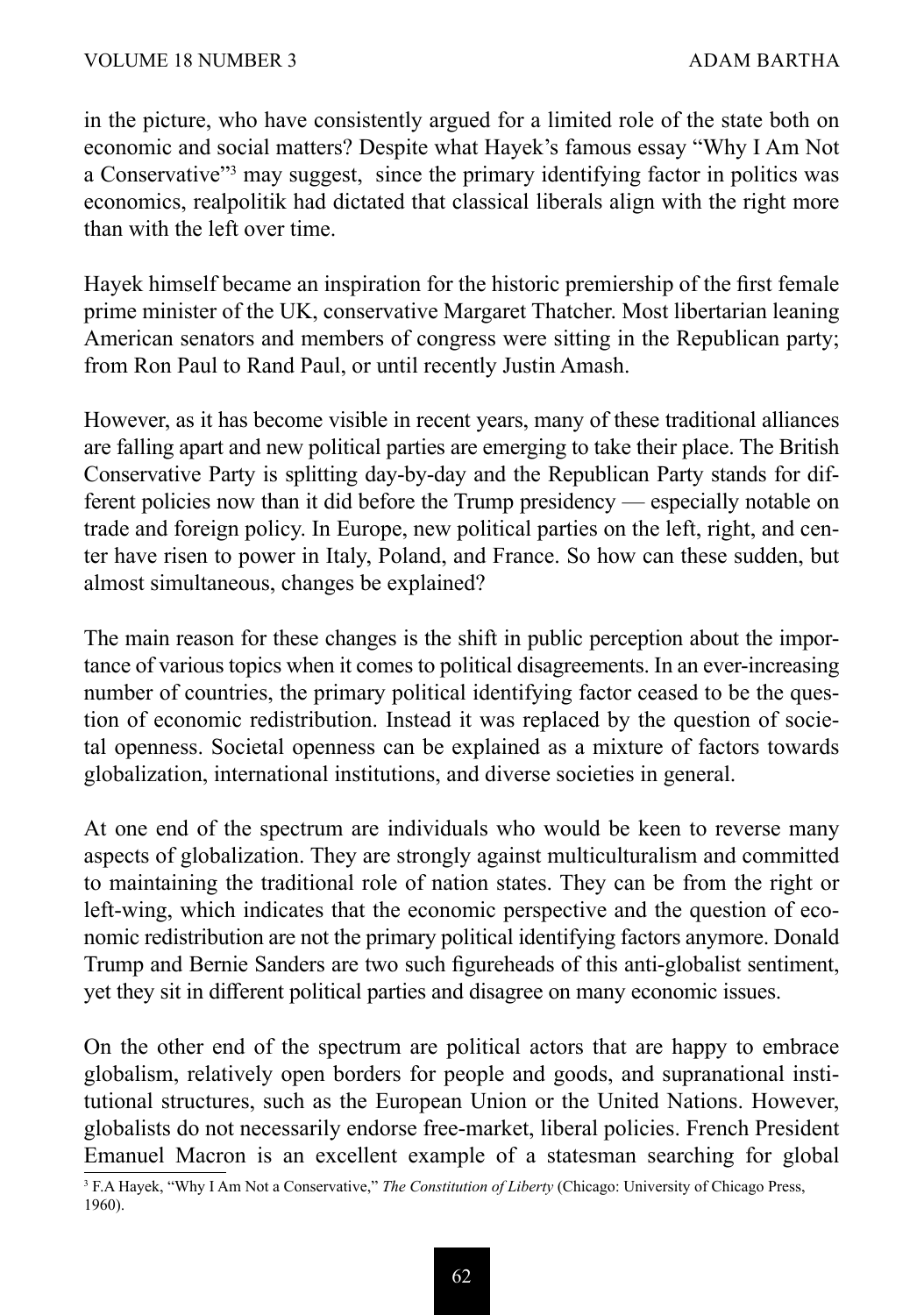in the picture, who have consistently argued for a limited role of the state both on economic and social matters? Despite what Hayek's famous essay "Why I Am Not a Conservative"[3] may suggest, since the primary identifying factor in politics was economics, realpolitik had dictated that classical liberals align with the right more than with the left over time.

Hayek himself became an inspiration for the historic premiership of the first female prime minister of the UK, conservative Margaret Thatcher. Most libertarian leaning American senators and members of congress were sitting in the Republican party; from Ron Paul to Rand Paul, or until recently Justin Amash.

However, as it has become visible in recent years, many of these traditional alliances are falling apart and new political parties are emerging to take their place. The British Conservative Party is splitting day-by-day and the Republican Party stands for different policies now than it did before the Trump presidency — especially notable on trade and foreign policy. In Europe, new political parties on the left, right, and center have risen to power in Italy, Poland, and France. So how can these sudden, but almost simultaneous, changes be explained?

The main reason for these changes is the shift in public perception about the importance of various topics when it comes to political disagreements. In an ever-increasing number of countries, the primary political identifying factor ceased to be the question of economic redistribution. Instead it was replaced by the question of societal openness. Societal openness can be explained as a mixture of factors towards globalization, international institutions, and diverse societies in general.

At one end of the spectrum are individuals who would be keen to reverse many aspects of globalization. They are strongly against multiculturalism and committed to maintaining the traditional role of nation states. They can be from the right or left-wing, which indicates that the economic perspective and the question of economic redistribution are not the primary political identifying factors anymore. Donald Trump and Bernie Sanders are two such figureheads of this anti-globalist sentiment, yet they sit in different political parties and disagree on many economic issues.

On the other end of the spectrum are political actors that are happy to embrace globalism, relatively open borders for people and goods, and supranational institutional structures, such as the European Union or the United Nations. However, globalists do not necessarily endorse free-market, liberal policies. French President Emanuel Macron is an excellent example of a statesman searching for global

[3] F.A Hayek, "Why I Am Not a Conservative," *The Constitution of Liberty* (Chicago: University of Chicago Press, 1960).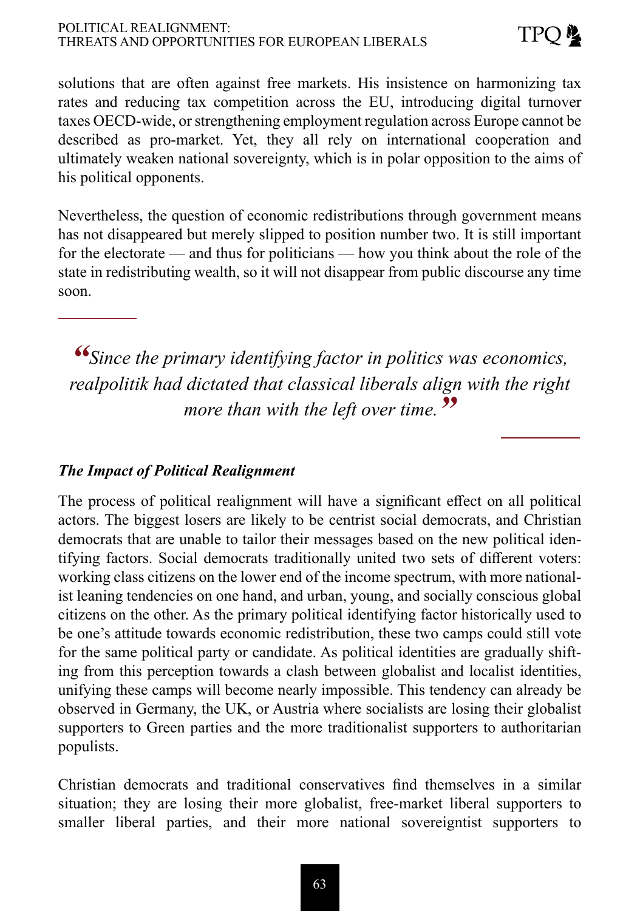solutions that are often against free markets. His insistence on harmonizing tax rates and reducing tax competition across the EU, introducing digital turnover taxes OECD-wide, or strengthening employment regulation across Europe cannot be described as pro-market. Yet, they all rely on international cooperation and ultimately weaken national sovereignty, which is in polar opposition to the aims of his political opponents.

Nevertheless, the question of economic redistributions through government means has not disappeared but merely slipped to position number two. It is still important for the electorate — and thus for politicians — how you think about the role of the state in redistributing wealth, so it will not disappear from public discourse any time soon.

> *"Since the primary identifying factor in politics was economics, realpolitik had dictated that classical liberals align with the right more than with the left over time."*

### *The Impact of Political Realignment*

The process of political realignment will have a significant effect on all political actors. The biggest losers are likely to be centrist social democrats, and Christian democrats that are unable to tailor their messages based on the new political identifying factors. Social democrats traditionally united two sets of different voters: working class citizens on the lower end of the income spectrum, with more nationalist leaning tendencies on one hand, and urban, young, and socially conscious global citizens on the other. As the primary political identifying factor historically used to be one's attitude towards economic redistribution, these two camps could still vote for the same political party or candidate. As political identities are gradually shifting from this perception towards a clash between globalist and localist identities, unifying these camps will become nearly impossible. This tendency can already be observed in Germany, the UK, or Austria where socialists are losing their globalist supporters to Green parties and the more traditionalist supporters to authoritarian populists.

Christian democrats and traditional conservatives find themselves in a similar situation; they are losing their more globalist, free-market liberal supporters to smaller liberal parties, and their more national sovereigntist supporters to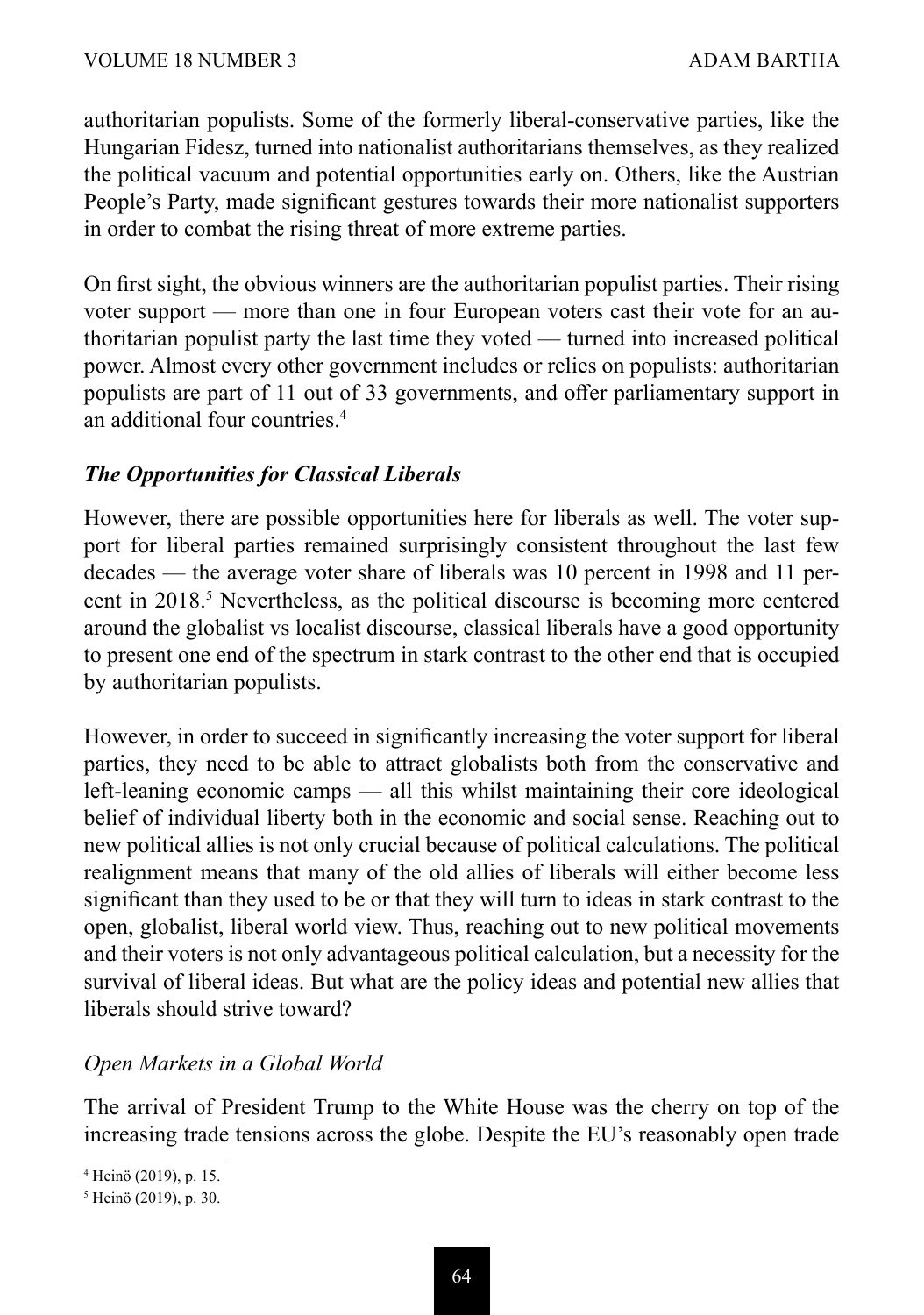authoritarian populists. Some of the formerly liberal-conservative parties, like the Hungarian Fidesz, turned into nationalist authoritarians themselves, as they realized the political vacuum and potential opportunities early on. Others, like the Austrian People's Party, made significant gestures towards their more nationalist supporters in order to combat the rising threat of more extreme parties.

On first sight, the obvious winners are the authoritarian populist parties. Their rising voter support — more than one in four European voters cast their vote for an authoritarian populist party the last time they voted — turned into increased political power. Almost every other government includes or relies on populists: authoritarian populists are part of 11 out of 33 governments, and offer parliamentary support in an additional four countries.[4]

### *The Opportunities for Classical Liberals*

However, there are possible opportunities here for liberals as well. The voter support for liberal parties remained surprisingly consistent throughout the last few decades — the average voter share of liberals was 10 percent in 1998 and 11 percent in 2018.[5] Nevertheless, as the political discourse is becoming more centered around the globalist vs localist discourse, classical liberals have a good opportunity to present one end of the spectrum in stark contrast to the other end that is occupied by authoritarian populists.

However, in order to succeed in significantly increasing the voter support for liberal parties, they need to be able to attract globalists both from the conservative and left-leaning economic camps — all this whilst maintaining their core ideological belief of individual liberty both in the economic and social sense. Reaching out to new political allies is not only crucial because of political calculations. The political realignment means that many of the old allies of liberals will either become less significant than they used to be or that they will turn to ideas in stark contrast to the open, globalist, liberal world view. Thus, reaching out to new political movements and their voters is not only advantageous political calculation, but a necessity for the survival of liberal ideas. But what are the policy ideas and potential new allies that liberals should strive toward?

#### *Open Markets in a Global World*

The arrival of President Trump to the White House was the cherry on top of the increasing trade tensions across the globe. Despite the EU's reasonably open trade

---

[4] Heinö (2019), p. 15.

[5] Heinö (2019), p. 30.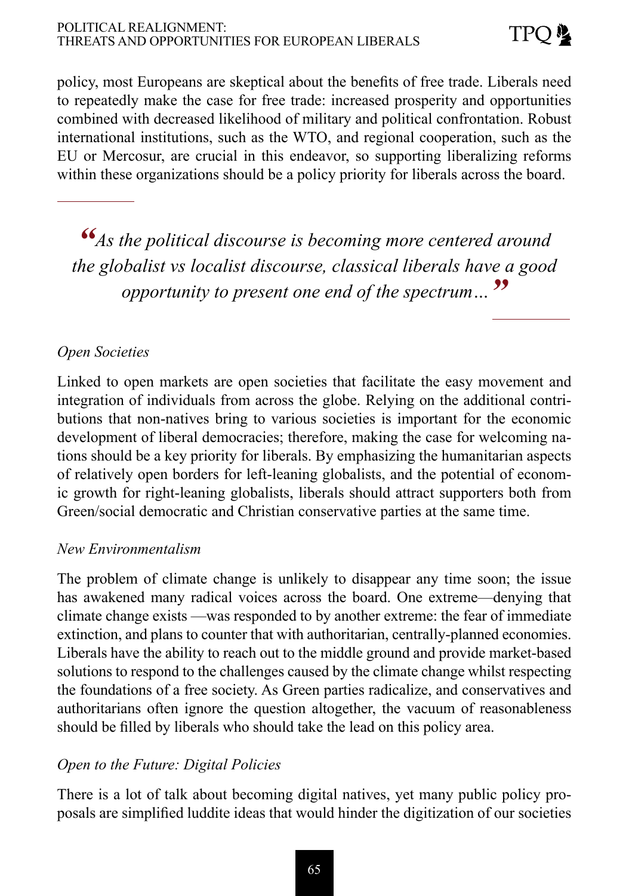policy, most Europeans are skeptical about the benefits of free trade. Liberals need to repeatedly make the case for free trade: increased prosperity and opportunities combined with decreased likelihood of military and political confrontation. Robust international institutions, such as the WTO, and regional cooperation, such as the EU or Mercosur, are crucial in this endeavor, so supporting liberalizing reforms within these organizations should be a policy priority for liberals across the board.

> *"As the political discourse is becoming more centered around the globalist vs localist discourse, classical liberals have a good opportunity to present one end of the spectrum..."*

*Open Societies*

Linked to open markets are open societies that facilitate the easy movement and integration of individuals from across the globe. Relying on the additional contributions that non-natives bring to various societies is important for the economic development of liberal democracies; therefore, making the case for welcoming nations should be a key priority for liberals. By emphasizing the humanitarian aspects of relatively open borders for left-leaning globalists, and the potential of economic growth for right-leaning globalists, liberals should attract supporters both from Green/social democratic and Christian conservative parties at the same time.

*New Environmentalism*

The problem of climate change is unlikely to disappear any time soon; the issue has awakened many radical voices across the board. One extreme—denying that climate change exists —was responded to by another extreme: the fear of immediate extinction, and plans to counter that with authoritarian, centrally-planned economies. Liberals have the ability to reach out to the middle ground and provide market-based solutions to respond to the challenges caused by the climate change whilst respecting the foundations of a free society. As Green parties radicalize, and conservatives and authoritarians often ignore the question altogether, the vacuum of reasonableness should be filled by liberals who should take the lead on this policy area.

*Open to the Future: Digital Policies*

There is a lot of talk about becoming digital natives, yet many public policy proposals are simplified luddite ideas that would hinder the digitization of our societies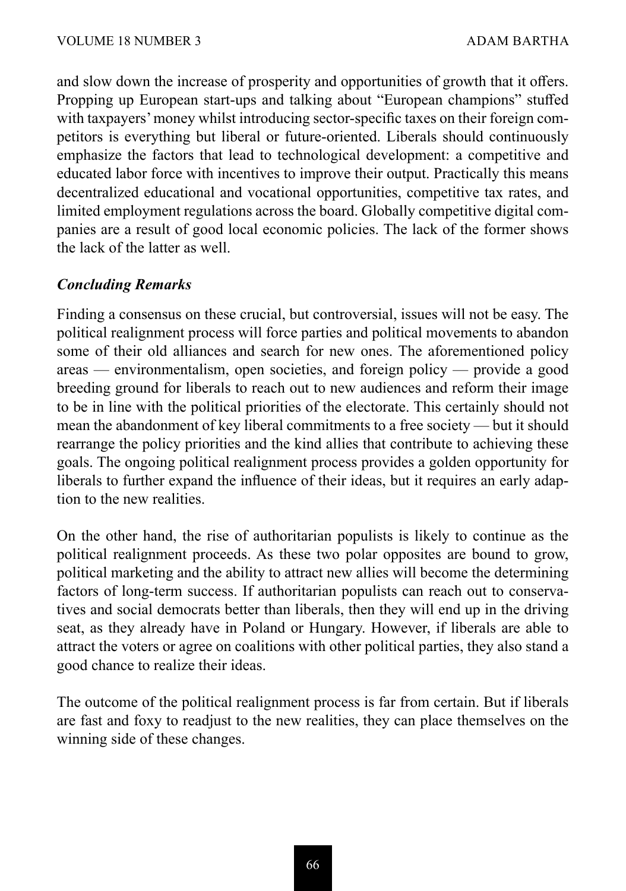and slow down the increase of prosperity and opportunities of growth that it offers. Propping up European start-ups and talking about "European champions" stuffed with taxpayers' money whilst introducing sector-specific taxes on their foreign competitors is everything but liberal or future-oriented. Liberals should continuously emphasize the factors that lead to technological development: a competitive and educated labor force with incentives to improve their output. Practically this means decentralized educational and vocational opportunities, competitive tax rates, and limited employment regulations across the board. Globally competitive digital companies are a result of good local economic policies. The lack of the former shows the lack of the latter as well.

### *Concluding Remarks*

Finding a consensus on these crucial, but controversial, issues will not be easy. The political realignment process will force parties and political movements to abandon some of their old alliances and search for new ones. The aforementioned policy areas — environmentalism, open societies, and foreign policy — provide a good breeding ground for liberals to reach out to new audiences and reform their image to be in line with the political priorities of the electorate. This certainly should not mean the abandonment of key liberal commitments to a free society — but it should rearrange the policy priorities and the kind allies that contribute to achieving these goals. The ongoing political realignment process provides a golden opportunity for liberals to further expand the influence of their ideas, but it requires an early adaption to the new realities.

On the other hand, the rise of authoritarian populists is likely to continue as the political realignment proceeds. As these two polar opposites are bound to grow, political marketing and the ability to attract new allies will become the determining factors of long-term success. If authoritarian populists can reach out to conservatives and social democrats better than liberals, then they will end up in the driving seat, as they already have in Poland or Hungary. However, if liberals are able to attract the voters or agree on coalitions with other political parties, they also stand a good chance to realize their ideas.

The outcome of the political realignment process is far from certain. But if liberals are fast and foxy to readjust to the new realities, they can place themselves on the winning side of these changes.